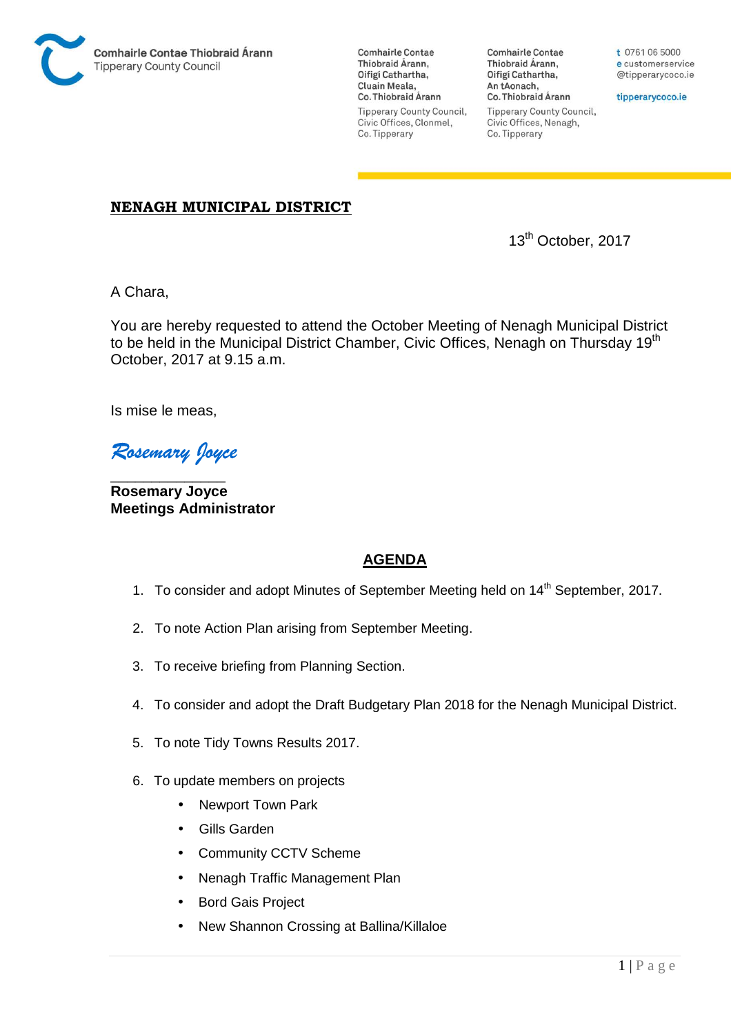Comhairle Contae Thiobraid Árann
Tipperary County Council

Comhairle Contae Thiobraid Árann,
Oifigí Cathartha,
Cluain Meala,
Co. Thiobraid Árann

Tipperary County Council,
Civic Offices, Clonmel,
Co. Tipperary

Comhairle Contae Thiobraid Árann,
Oifigí Cathartha,
An tAonach,
Co. Thiobraid Árann

Tipperary County Council,
Civic Offices, Nenagh,
Co. Tipperary

t 0761 06 5000
e customerservice@tipperarycoco.ie

tipperarycoco.ie

**NENAGH MUNICIPAL DISTRICT**

13th October, 2017

A Chara,

You are hereby requested to attend the October Meeting of Nenagh Municipal District to be held in the Municipal District Chamber, Civic Offices, Nenagh on Thursday 19th October, 2017 at 9.15 a.m.

Is mise le meas,

*Rosemary Joyce*

**Rosemary Joyce**
**Meetings Administrator**

## AGENDA

1. To consider and adopt Minutes of September Meeting held on 14th September, 2017.
2. To note Action Plan arising from September Meeting.
3. To receive briefing from Planning Section.
4. To consider and adopt the Draft Budgetary Plan 2018 for the Nenagh Municipal District.
5. To note Tidy Towns Results 2017.
6. To update members on projects
   - Newport Town Park
   - Gills Garden
   - Community CCTV Scheme
   - Nenagh Traffic Management Plan
   - Bord Gais Project
   - New Shannon Crossing at Ballina/Killaloe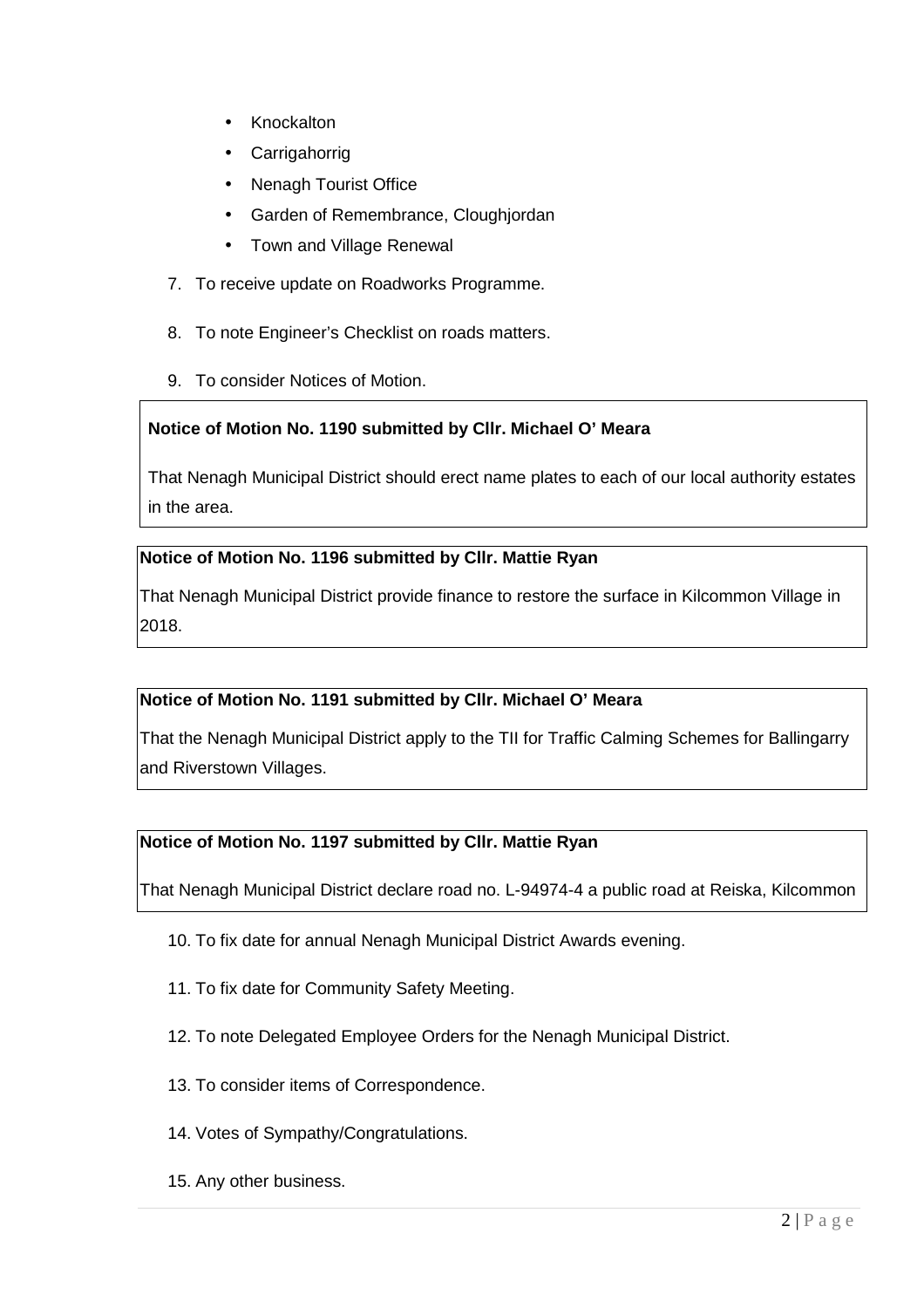- Knockalton
- Carrigahorrig
- Nenagh Tourist Office
- Garden of Remembrance, Cloughjordan
- Town and Village Renewal

7. To receive update on Roadworks Programme.

8. To note Engineer's Checklist on roads matters.

9. To consider Notices of Motion.

**Notice of Motion No. 1190 submitted by Cllr. Michael O' Meara**

That Nenagh Municipal District should erect name plates to each of our local authority estates in the area.

**Notice of Motion No. 1196 submitted by Cllr. Mattie Ryan**

That Nenagh Municipal District provide finance to restore the surface in Kilcommon Village in 2018.

**Notice of Motion No. 1191 submitted by Cllr. Michael O' Meara**

That the Nenagh Municipal District apply to the TII for Traffic Calming Schemes for Ballingarry and Riverstown Villages.

**Notice of Motion No. 1197 submitted by Cllr. Mattie Ryan**

That Nenagh Municipal District declare road no. L-94974-4 a public road at Reiska, Kilcommon

10. To fix date for annual Nenagh Municipal District Awards evening.

11. To fix date for Community Safety Meeting.

12. To note Delegated Employee Orders for the Nenagh Municipal District.

13. To consider items of Correspondence.

14. Votes of Sympathy/Congratulations.

15. Any other business.